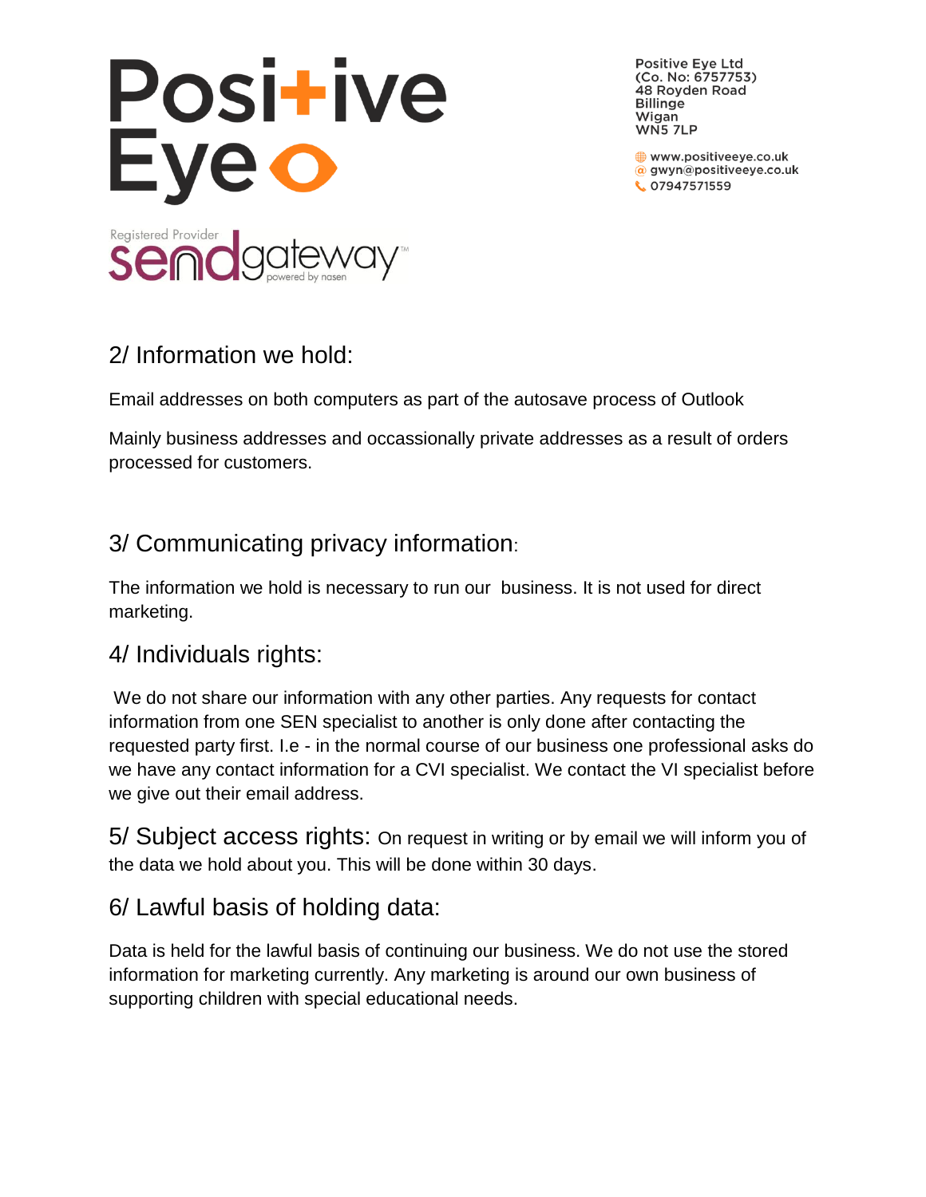Positive Eye Ltd
(Co. No: 6757753)
48 Royden Road
Billinge
Wigan
WN5 7LP

www.positiveeye.co.uk
gwyn@positiveeye.co.uk
07947571559

## 2/ Information we hold:

Email addresses on both computers as part of the autosave process of Outlook

Mainly business addresses and occassionally private addresses as a result of orders processed for customers.

## 3/ Communicating privacy information:

The information we hold is necessary to run our business. It is not used for direct marketing.

## 4/ Individuals rights:

We do not share our information with any other parties. Any requests for contact information from one SEN specialist to another is only done after contacting the requested party first. I.e - in the normal course of our business one professional asks do we have any contact information for a CVI specialist. We contact the VI specialist before we give out their email address.

**5/ Subject access rights:** On request in writing or by email we will inform you of the data we hold about you. This will be done within 30 days.

## 6/ Lawful basis of holding data:

Data is held for the lawful basis of continuing our business. We do not use the stored information for marketing currently. Any marketing is around our own business of supporting children with special educational needs.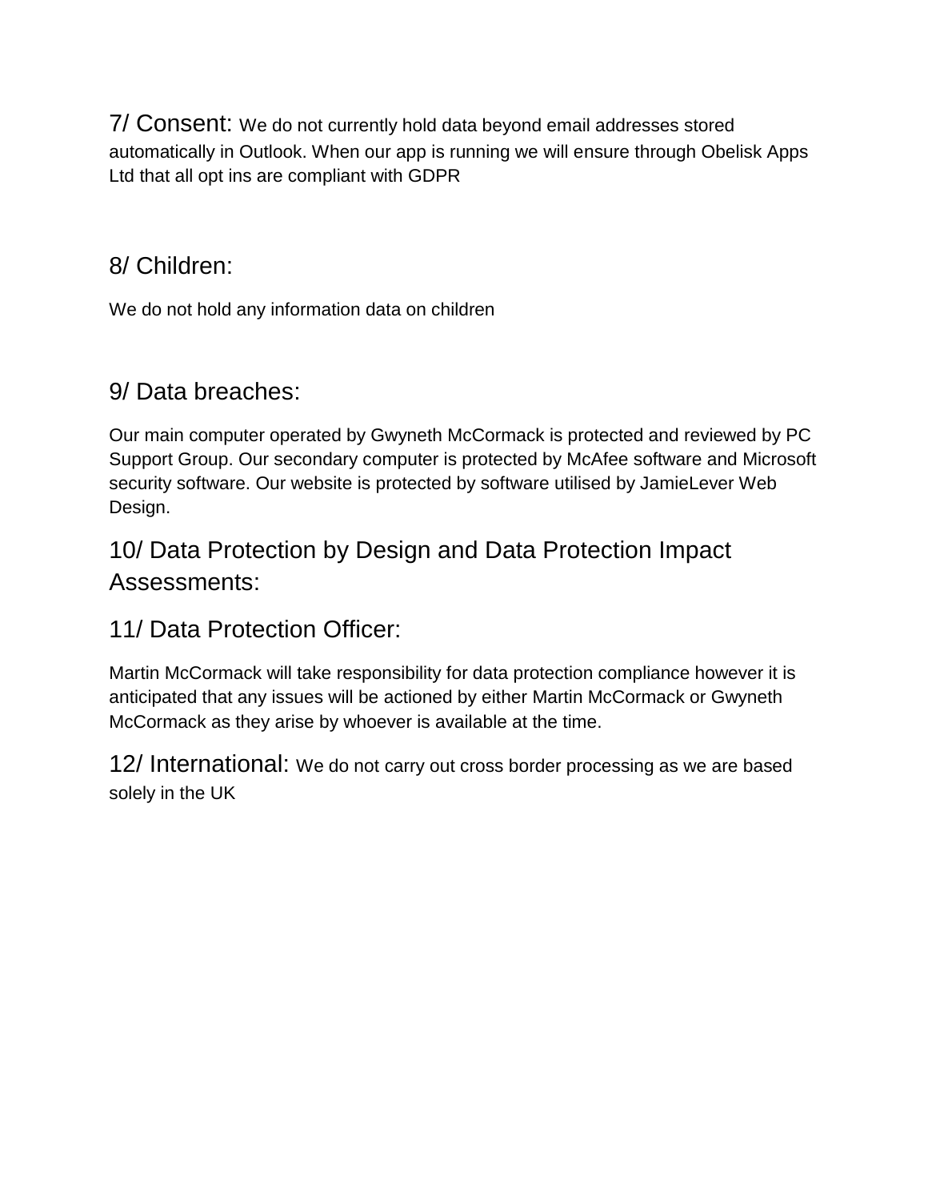## 7/ Consent:

We do not currently hold data beyond email addresses stored automatically in Outlook. When our app is running we will ensure through Obelisk Apps Ltd that all opt ins are compliant with GDPR

## 8/ Children:

We do not hold any information data on children

## 9/ Data breaches:

Our main computer operated by Gwyneth McCormack is protected and reviewed by PC Support Group. Our secondary computer is protected by McAfee software and Microsoft security software. Our website is protected by software utilised by JamieLever Web Design.

## 10/ Data Protection by Design and Data Protection Impact Assessments:

## 11/ Data Protection Officer:

Martin McCormack will take responsibility for data protection compliance however it is anticipated that any issues will be actioned by either Martin McCormack or Gwyneth McCormack as they arise by whoever is available at the time.

## 12/ International:

We do not carry out cross border processing as we are based solely in the UK